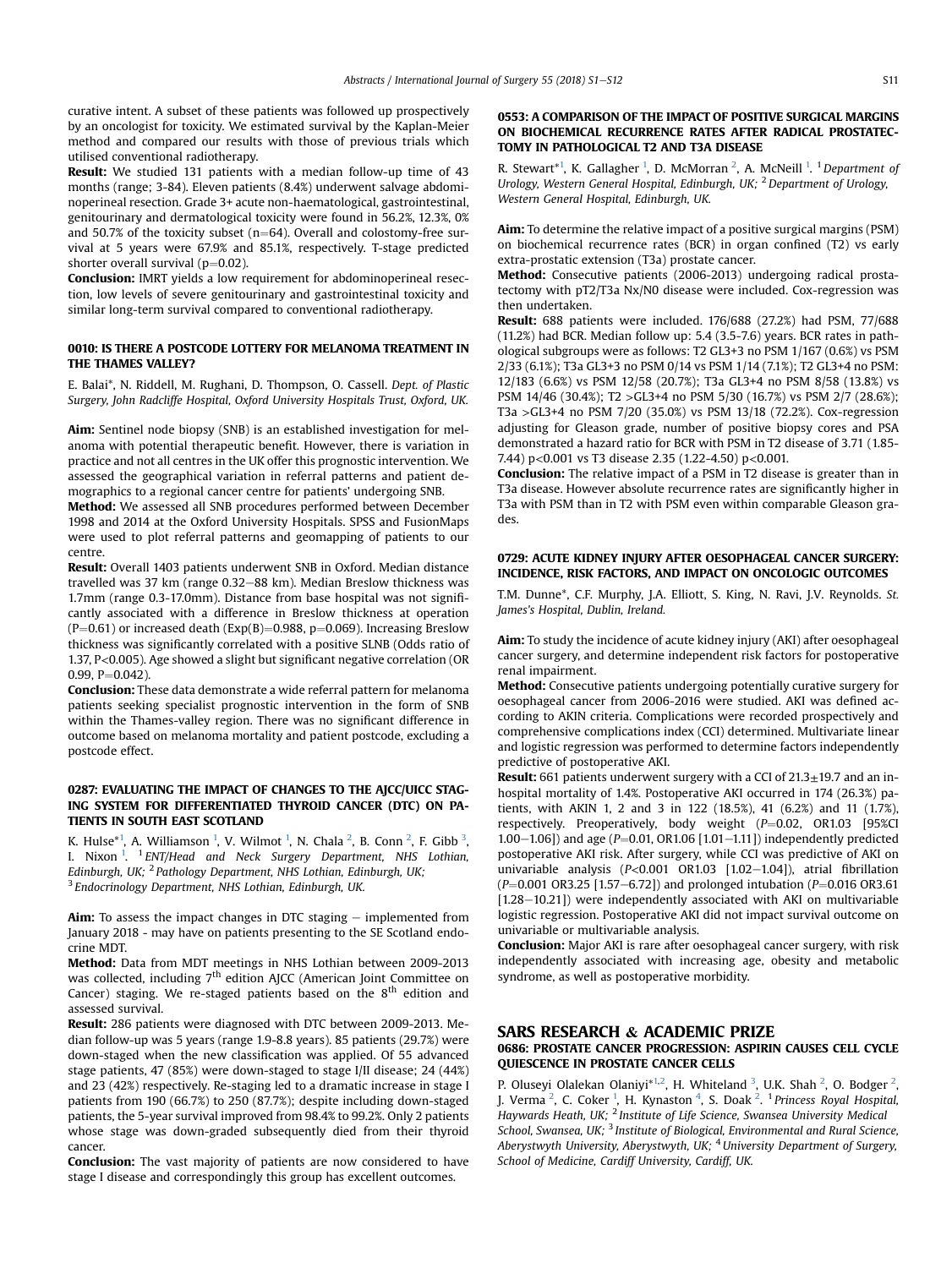curative intent. A subset of these patients was followed up prospectively by an oncologist for toxicity. We estimated survival by the Kaplan-Meier method and compared our results with those of previous trials which utilised conventional radiotherapy.

**Result:** We studied 131 patients with a median follow-up time of 43 months (range; 3-84). Eleven patients (8.4%) underwent salvage abdominoperineal resection. Grade 3+ acute non-haematological, gastrointestinal, genitourinary and dermatological toxicity were found in 56.2%, 12.3%, 0% and 50.7% of the toxicity subset (n=64). Overall and colostomy-free survival at 5 years were 67.9% and 85.1%, respectively. T-stage predicted shorter overall survival (p=0.02).

**Conclusion:** IMRT yields a low requirement for abdominoperineal resection, low levels of severe genitourinary and gastrointestinal toxicity and similar long-term survival compared to conventional radiotherapy.

### 0010: IS THERE A POSTCODE LOTTERY FOR MELANOMA TREATMENT IN THE THAMES VALLEY?

E. Balai*, N. Riddell, M. Rughani, D. Thompson, O. Cassell. *Dept. of Plastic Surgery, John Radcliffe Hospital, Oxford University Hospitals Trust, Oxford, UK.*

**Aim:** Sentinel node biopsy (SNB) is an established investigation for melanoma with potential therapeutic benefit. However, there is variation in practice and not all centres in the UK offer this prognostic intervention. We assessed the geographical variation in referral patterns and patient demographics to a regional cancer centre for patients' undergoing SNB.

**Method:** We assessed all SNB procedures performed between December 1998 and 2014 at the Oxford University Hospitals. SPSS and FusionMaps were used to plot referral patterns and geomapping of patients to our centre.

**Result:** Overall 1403 patients underwent SNB in Oxford. Median distance travelled was 37 km (range 0.32−88 km). Median Breslow thickness was 1.7mm (range 0.3-17.0mm). Distance from base hospital was not significantly associated with a difference in Breslow thickness at operation (P=0.61) or increased death (Exp(B)=0.988, p=0.069). Increasing Breslow thickness was significantly correlated with a positive SLNB (Odds ratio of 1.37, P<0.005). Age showed a slight but significant negative correlation (OR 0.99, P=0.042).

**Conclusion:** These data demonstrate a wide referral pattern for melanoma patients seeking specialist prognostic intervention in the form of SNB within the Thames-valley region. There was no significant difference in outcome based on melanoma mortality and patient postcode, excluding a postcode effect.

### 0287: EVALUATING THE IMPACT OF CHANGES TO THE AJCC/UICC STAGING SYSTEM FOR DIFFERENTIATED THYROID CANCER (DTC) ON PATIENTS IN SOUTH EAST SCOTLAND

K. Hulse*[1], A. Williamson [1], V. Wilmot [1], N. Chala [2], B. Conn [2], F. Gibb [3], I. Nixon [1]. [1] *ENT/Head and Neck Surgery Department, NHS Lothian, Edinburgh, UK;* [2] *Pathology Department, NHS Lothian, Edinburgh, UK;* [3] *Endocrinology Department, NHS Lothian, Edinburgh, UK.*

**Aim:** To assess the impact changes in DTC staging − implemented from January 2018 - may have on patients presenting to the SE Scotland endocrine MDT.

**Method:** Data from MDT meetings in NHS Lothian between 2009-2013 was collected, including 7th edition AJCC (American Joint Committee on Cancer) staging. We re-staged patients based on the 8th edition and assessed survival.

**Result:** 286 patients were diagnosed with DTC between 2009-2013. Median follow-up was 5 years (range 1.9-8.8 years). 85 patients (29.7%) were down-staged when the new classification was applied. Of 55 advanced stage patients, 47 (85%) were down-staged to stage I/II disease; 24 (44%) and 23 (42%) respectively. Re-staging led to a dramatic increase in stage I patients from 190 (66.7%) to 250 (87.7%); despite including down-staged patients, the 5-year survival improved from 98.4% to 99.2%. Only 2 patients whose stage was down-graded subsequently died from their thyroid cancer.

**Conclusion:** The vast majority of patients are now considered to have stage I disease and correspondingly this group has excellent outcomes.

### 0553: A COMPARISON OF THE IMPACT OF POSITIVE SURGICAL MARGINS ON BIOCHEMICAL RECURRENCE RATES AFTER RADICAL PROSTATECTOMY IN PATHOLOGICAL T2 AND T3A DISEASE

R. Stewart*[1], K. Gallagher [1], D. McMorran [2], A. McNeill [1]. [1] *Department of Urology, Western General Hospital, Edinburgh, UK;* [2] *Department of Urology, Western General Hospital, Edinburgh, UK.*

**Aim:** To determine the relative impact of a positive surgical margins (PSM) on biochemical recurrence rates (BCR) in organ confined (T2) vs early extra-prostatic extension (T3a) prostate cancer.

**Method:** Consecutive patients (2006-2013) undergoing radical prostatectomy with pT2/T3a Nx/N0 disease were included. Cox-regression was then undertaken.

**Result:** 688 patients were included. 176/688 (27.2%) had PSM, 77/688 (11.2%) had BCR. Median follow up: 5.4 (3.5-7.6) years. BCR rates in pathological subgroups were as follows: T2 GL3+3 no PSM 1/167 (0.6%) vs PSM 2/33 (6.1%); T3a GL3+3 no PSM 0/14 vs PSM 1/14 (7.1%); T2 GL3+4 no PSM: 12/183 (6.6%) vs PSM 12/58 (20.7%); T3a GL3+4 no PSM 8/58 (13.8%) vs PSM 14/46 (30.4%); T2 >GL3+4 no PSM 5/30 (16.7%) vs PSM 2/7 (28.6%); T3a >GL3+4 no PSM 7/20 (35.0%) vs PSM 13/18 (72.2%). Cox-regression adjusting for Gleason grade, number of positive biopsy cores and PSA demonstrated a hazard ratio for BCR with PSM in T2 disease of 3.71 (1.85-7.44) p<0.001 vs T3 disease 2.35 (1.22-4.50) p<0.001.

**Conclusion:** The relative impact of a PSM in T2 disease is greater than in T3a disease. However absolute recurrence rates are significantly higher in T3a with PSM than in T2 with PSM even within comparable Gleason grades.

### 0729: ACUTE KIDNEY INJURY AFTER OESOPHAGEAL CANCER SURGERY: INCIDENCE, RISK FACTORS, AND IMPACT ON ONCOLOGIC OUTCOMES

T.M. Dunne*, C.F. Murphy, J.A. Elliott, S. King, N. Ravi, J.V. Reynolds. *St. James's Hospital, Dublin, Ireland.*

**Aim:** To study the incidence of acute kidney injury (AKI) after oesophageal cancer surgery, and determine independent risk factors for postoperative renal impairment.

**Method:** Consecutive patients undergoing potentially curative surgery for oesophageal cancer from 2006-2016 were studied. AKI was defined according to AKIN criteria. Complications were recorded prospectively and comprehensive complications index (CCI) determined. Multivariate linear and logistic regression was performed to determine factors independently predictive of postoperative AKI.

**Result:** 661 patients underwent surgery with a CCI of 21.3±19.7 and an in-hospital mortality of 1.4%. Postoperative AKI occurred in 174 (26.3%) patients, with AKIN 1, 2 and 3 in 122 (18.5%), 41 (6.2%) and 11 (1.7%), respectively. Preoperatively, body weight (*P*=0.02, OR1.03 [95%CI 1.00−1.06]) and age (*P*=0.01, OR1.06 [1.01−1.11]) independently predicted postoperative AKI risk. After surgery, while CCI was predictive of AKI on univariable analysis (*P*<0.001 OR1.03 [1.02−1.04]), atrial fibrillation (*P*=0.001 OR3.25 [1.57−6.72]) and prolonged intubation (*P*=0.016 OR3.61 [1.28−10.21]) were independently associated with AKI on multivariable logistic regression. Postoperative AKI did not impact survival outcome on univariable or multivariable analysis.

**Conclusion:** Major AKI is rare after oesophageal cancer surgery, with risk independently associated with increasing age, obesity and metabolic syndrome, as well as postoperative morbidity.

## SARS RESEARCH & ACADEMIC PRIZE

### 0686: PROSTATE CANCER PROGRESSION: ASPIRIN CAUSES CELL CYCLE QUIESCENCE IN PROSTATE CANCER CELLS

P. Oluseyi Olalekan Olaniyi*[1,2], H. Whiteland [3], U.K. Shah [2], O. Bodger [2], J. Verma [2], C. Coker [1], H. Kynaston [4], S. Doak [2]. [1] *Princess Royal Hospital, Haywards Heath, UK;* [2] *Institute of Life Science, Swansea University Medical School, Swansea, UK;* [3] *Institute of Biological, Environmental and Rural Science, Aberystwyth University, Aberystwyth, UK;* [4] *University Department of Surgery, School of Medicine, Cardiff University, Cardiff, UK.*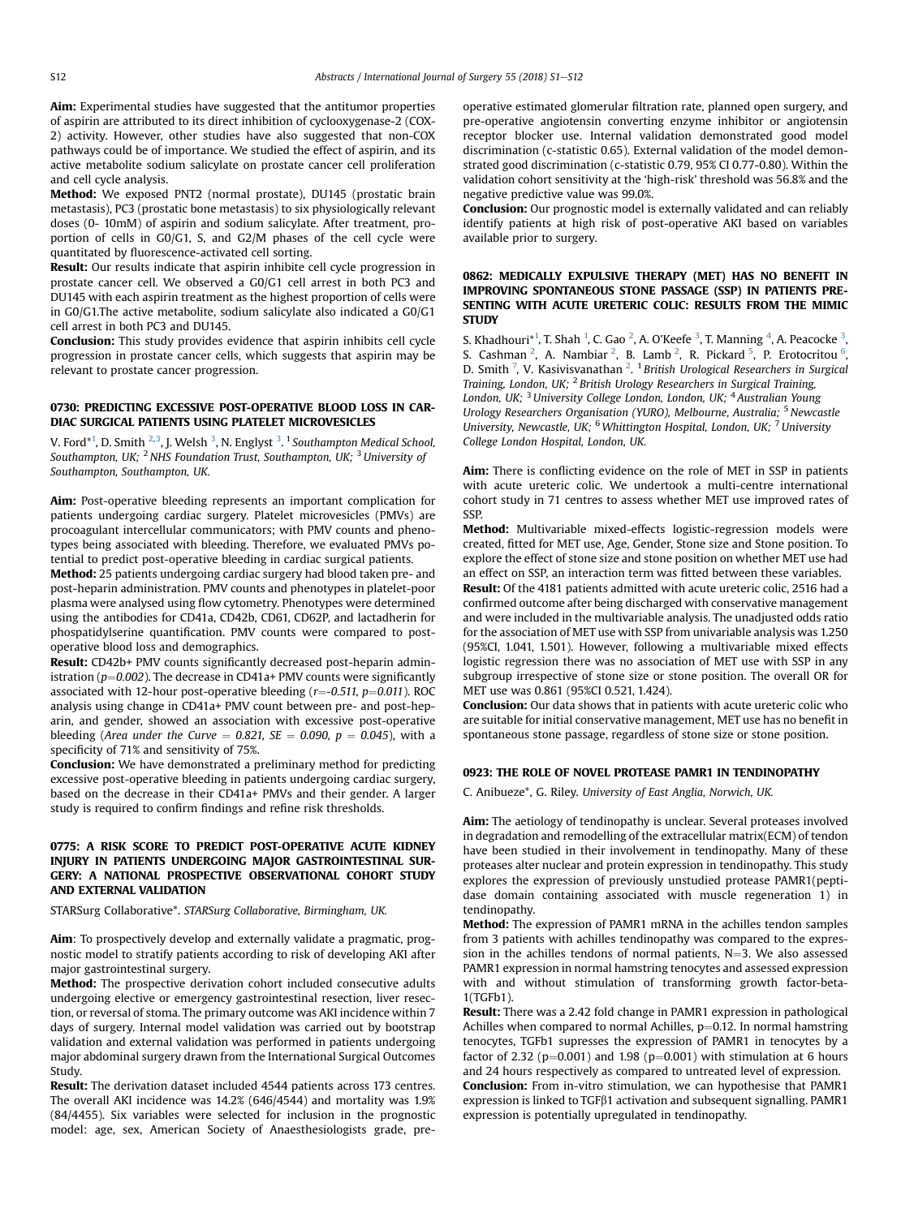**Aim:** Experimental studies have suggested that the antitumor properties of aspirin are attributed to its direct inhibition of cyclooxygenase-2 (COX-2) activity. However, other studies have also suggested that non-COX pathways could be of importance. We studied the effect of aspirin, and its active metabolite sodium salicylate on prostate cancer cell proliferation and cell cycle analysis.

**Method:** We exposed PNT2 (normal prostate), DU145 (prostatic brain metastasis), PC3 (prostatic bone metastasis) to six physiologically relevant doses (0- 10mM) of aspirin and sodium salicylate. After treatment, proportion of cells in G0/G1, S, and G2/M phases of the cell cycle were quantitated by fluorescence-activated cell sorting.

**Result:** Our results indicate that aspirin inhibite cell cycle progression in prostate cancer cell. We observed a G0/G1 cell arrest in both PC3 and DU145 with each aspirin treatment as the highest proportion of cells were in G0/G1.The active metabolite, sodium salicylate also indicated a G0/G1 cell arrest in both PC3 and DU145.

**Conclusion:** This study provides evidence that aspirin inhibits cell cycle progression in prostate cancer cells, which suggests that aspirin may be relevant to prostate cancer progression.

## 0730: PREDICTING EXCESSIVE POST-OPERATIVE BLOOD LOSS IN CARDIAC SURGICAL PATIENTS USING PLATELET MICROVESICLES

V. Ford*[1], D. Smith[2,3], J. Welsh[3], N. Englyst[3]. [1] *Southampton Medical School, Southampton, UK;* [2] *NHS Foundation Trust, Southampton, UK;* [3] *University of Southampton, Southampton, UK.*

**Aim:** Post-operative bleeding represents an important complication for patients undergoing cardiac surgery. Platelet microvesicles (PMVs) are procoagulant intercellular communicators; with PMV counts and phenotypes being associated with bleeding. Therefore, we evaluated PMVs potential to predict post-operative bleeding in cardiac surgical patients.

**Method:** 25 patients undergoing cardiac surgery had blood taken pre- and post-heparin administration. PMV counts and phenotypes in platelet-poor plasma were analysed using flow cytometry. Phenotypes were determined using the antibodies for CD41a, CD42b, CD61, CD62P, and lactadherin for phospatidylserine quantification. PMV counts were compared to post-operative blood loss and demographics.

**Result:** CD42b+ PMV counts significantly decreased post-heparin administration (*$p=0.002$*). The decrease in CD41a+ PMV counts were significantly associated with 12-hour post-operative bleeding (*$r=-0.511$, $p=0.011$*). ROC analysis using change in CD41a+ PMV count between pre- and post-heparin, and gender, showed an association with excessive post-operative bleeding (*Area under the Curve $= 0.821$, SE $= 0.090$, $p = 0.045$*), with a specificity of 71% and sensitivity of 75%.

**Conclusion:** We have demonstrated a preliminary method for predicting excessive post-operative bleeding in patients undergoing cardiac surgery, based on the decrease in their CD41a+ PMVs and their gender. A larger study is required to confirm findings and refine risk thresholds.

## 0775: A RISK SCORE TO PREDICT POST-OPERATIVE ACUTE KIDNEY INJURY IN PATIENTS UNDERGOING MAJOR GASTROINTESTINAL SURGERY: A NATIONAL PROSPECTIVE OBSERVATIONAL COHORT STUDY AND EXTERNAL VALIDATION

STARSurg Collaborative*. *STARSurg Collaborative, Birmingham, UK.*

**Aim**: To prospectively develop and externally validate a pragmatic, prognostic model to stratify patients according to risk of developing AKI after major gastrointestinal surgery.

**Method:** The prospective derivation cohort included consecutive adults undergoing elective or emergency gastrointestinal resection, liver resection, or reversal of stoma. The primary outcome was AKI incidence within 7 days of surgery. Internal model validation was carried out by bootstrap validation and external validation was performed in patients undergoing major abdominal surgery drawn from the International Surgical Outcomes Study.

**Result:** The derivation dataset included 4544 patients across 173 centres. The overall AKI incidence was 14.2% (646/4544) and mortality was 1.9% (84/4455). Six variables were selected for inclusion in the prognostic model: age, sex, American Society of Anaesthesiologists grade, pre-operative estimated glomerular filtration rate, planned open surgery, and pre-operative angiotensin converting enzyme inhibitor or angiotensin receptor blocker use. Internal validation demonstrated good model discrimination (c-statistic 0.65). External validation of the model demonstrated good discrimination (c-statistic 0.79, 95% CI 0.77-0.80). Within the validation cohort sensitivity at the 'high-risk' threshold was 56.8% and the negative predictive value was 99.0%.

**Conclusion:** Our prognostic model is externally validated and can reliably identify patients at high risk of post-operative AKI based on variables available prior to surgery.

## 0862: MEDICALLY EXPULSIVE THERAPY (MET) HAS NO BENEFIT IN IMPROVING SPONTANEOUS STONE PASSAGE (SSP) IN PATIENTS PRESENTING WITH ACUTE URETERIC COLIC: RESULTS FROM THE MIMIC STUDY

S. Khadhouri*[1], T. Shah[1], C. Gao[2], A. O'Keefe[3], T. Manning[4], A. Peacocke[3], S. Cashman[2], A. Nambiar[2], B. Lamb[2], R. Pickard[5], P. Erotocritou[6], D. Smith[7], V. Kasivisvanathan[2]. [1] *British Urological Researchers in Surgical Training, London, UK;* [2] *British Urology Researchers in Surgical Training, London, UK;* [3] *University College London, London, UK;* [4] *Australian Young Urology Researchers Organisation (YURO), Melbourne, Australia;* [5] *Newcastle University, Newcastle, UK;* [6] *Whittington Hospital, London, UK;* [7] *University College London Hospital, London, UK.*

**Aim:** There is conflicting evidence on the role of MET in SSP in patients with acute ureteric colic. We undertook a multi-centre international cohort study in 71 centres to assess whether MET use improved rates of SSP.

**Method:** Multivariable mixed-effects logistic-regression models were created, fitted for MET use, Age, Gender, Stone size and Stone position. To explore the effect of stone size and stone position on whether MET use had an effect on SSP, an interaction term was fitted between these variables.

**Result:** Of the 4181 patients admitted with acute ureteric colic, 2516 had a confirmed outcome after being discharged with conservative management and were included in the multivariable analysis. The unadjusted odds ratio for the association of MET use with SSP from univariable analysis was 1.250 (95%CI, 1.041, 1.501). However, following a multivariable mixed effects logistic regression there was no association of MET use with SSP in any subgroup irrespective of stone size or stone position. The overall OR for MET use was 0.861 (95%CI 0.521, 1.424).

**Conclusion:** Our data shows that in patients with acute ureteric colic who are suitable for initial conservative management, MET use has no benefit in spontaneous stone passage, regardless of stone size or stone position.

## 0923: THE ROLE OF NOVEL PROTEASE PAMR1 IN TENDINOPATHY

C. Anibueze*, G. Riley. *University of East Anglia, Norwich, UK.*

**Aim:** The aetiology of tendinopathy is unclear. Several proteases involved in degradation and remodelling of the extracellular matrix(ECM) of tendon have been studied in their involvement in tendinopathy. Many of these proteases alter nuclear and protein expression in tendinopathy. This study explores the expression of previously unstudied protease PAMR1(peptidase domain containing associated with muscle regeneration 1) in tendinopathy.

**Method:** The expression of PAMR1 mRNA in the achilles tendon samples from 3 patients with achilles tendinopathy was compared to the expression in the achilles tendons of normal patients, $N=3$. We also assessed PAMR1 expression in normal hamstring tenocytes and assessed expression with and without stimulation of transforming growth factor-beta-1(TGFb1).

**Result:** There was a 2.42 fold change in PAMR1 expression in pathological Achilles when compared to normal Achilles, $p=0.12$. In normal hamstring tenocytes, TGFb1 supresses the expression of PAMR1 in tenocytes by a factor of 2.32 ($p=0.001$) and 1.98 ($p=0.001$) with stimulation at 6 hours and 24 hours respectively as compared to untreated level of expression.

**Conclusion:** From in-vitro stimulation, we can hypothesise that PAMR1 expression is linked to TGF$\beta$1 activation and subsequent signalling. PAMR1 expression is potentially upregulated in tendinopathy.